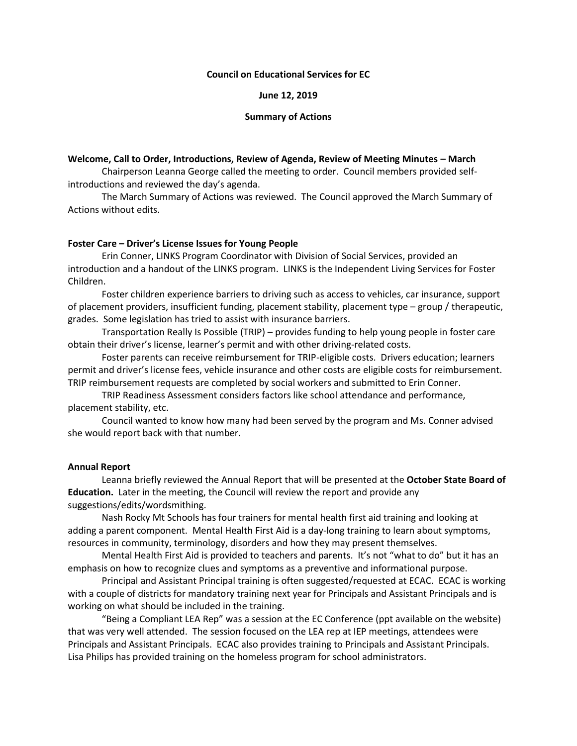**Council on Educational Services for EC**

**June 12, 2019**

**Summary of Actions**

**Welcome, Call to Order, Introductions, Review of Agenda, Review of Meeting Minutes – March**

Chairperson Leanna George called the meeting to order. Council members provided self-introductions and reviewed the day's agenda.

The March Summary of Actions was reviewed. The Council approved the March Summary of Actions without edits.

**Foster Care – Driver's License Issues for Young People**

Erin Conner, LINKS Program Coordinator with Division of Social Services, provided an introduction and a handout of the LINKS program. LINKS is the Independent Living Services for Foster Children.

Foster children experience barriers to driving such as access to vehicles, car insurance, support of placement providers, insufficient funding, placement stability, placement type – group / therapeutic, grades. Some legislation has tried to assist with insurance barriers.

Transportation Really Is Possible (TRIP) – provides funding to help young people in foster care obtain their driver's license, learner's permit and with other driving-related costs.

Foster parents can receive reimbursement for TRIP-eligible costs. Drivers education; learners permit and driver's license fees, vehicle insurance and other costs are eligible costs for reimbursement. TRIP reimbursement requests are completed by social workers and submitted to Erin Conner.

TRIP Readiness Assessment considers factors like school attendance and performance, placement stability, etc.

Council wanted to know how many had been served by the program and Ms. Conner advised she would report back with that number.

**Annual Report**

Leanna briefly reviewed the Annual Report that will be presented at the **October State Board of Education.** Later in the meeting, the Council will review the report and provide any suggestions/edits/wordsmithing.

Nash Rocky Mt Schools has four trainers for mental health first aid training and looking at adding a parent component. Mental Health First Aid is a day-long training to learn about symptoms, resources in community, terminology, disorders and how they may present themselves.

Mental Health First Aid is provided to teachers and parents. It's not "what to do" but it has an emphasis on how to recognize clues and symptoms as a preventive and informational purpose.

Principal and Assistant Principal training is often suggested/requested at ECAC. ECAC is working with a couple of districts for mandatory training next year for Principals and Assistant Principals and is working on what should be included in the training.

"Being a Compliant LEA Rep" was a session at the EC Conference (ppt available on the website) that was very well attended. The session focused on the LEA rep at IEP meetings, attendees were Principals and Assistant Principals. ECAC also provides training to Principals and Assistant Principals. Lisa Philips has provided training on the homeless program for school administrators.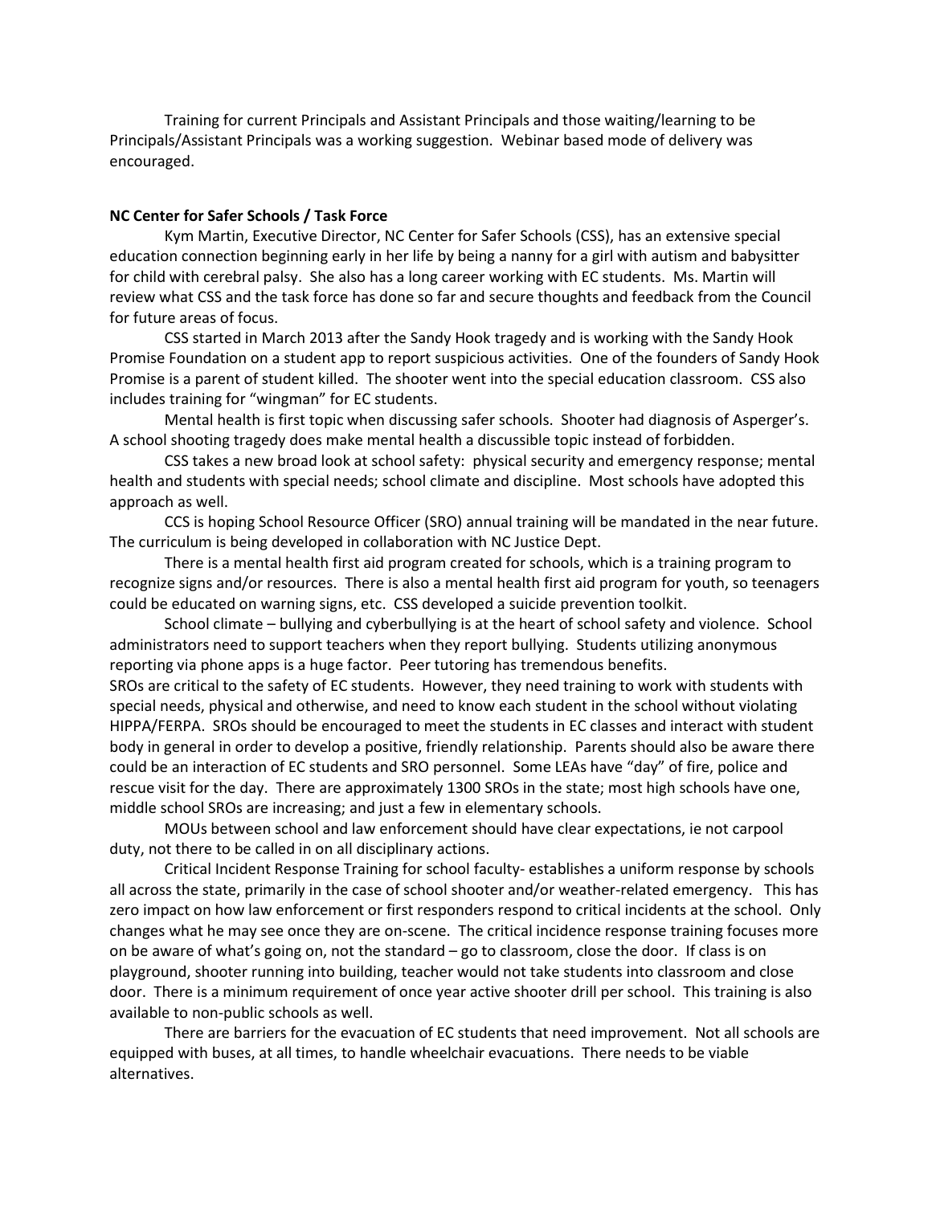Training for current Principals and Assistant Principals and those waiting/learning to be Principals/Assistant Principals was a working suggestion. Webinar based mode of delivery was encouraged.

**NC Center for Safer Schools / Task Force**

Kym Martin, Executive Director, NC Center for Safer Schools (CSS), has an extensive special education connection beginning early in her life by being a nanny for a girl with autism and babysitter for child with cerebral palsy. She also has a long career working with EC students. Ms. Martin will review what CSS and the task force has done so far and secure thoughts and feedback from the Council for future areas of focus.

CSS started in March 2013 after the Sandy Hook tragedy and is working with the Sandy Hook Promise Foundation on a student app to report suspicious activities. One of the founders of Sandy Hook Promise is a parent of student killed. The shooter went into the special education classroom. CSS also includes training for "wingman" for EC students.

Mental health is first topic when discussing safer schools. Shooter had diagnosis of Asperger's. A school shooting tragedy does make mental health a discussible topic instead of forbidden.

CSS takes a new broad look at school safety: physical security and emergency response; mental health and students with special needs; school climate and discipline. Most schools have adopted this approach as well.

CCS is hoping School Resource Officer (SRO) annual training will be mandated in the near future. The curriculum is being developed in collaboration with NC Justice Dept.

There is a mental health first aid program created for schools, which is a training program to recognize signs and/or resources. There is also a mental health first aid program for youth, so teenagers could be educated on warning signs, etc. CSS developed a suicide prevention toolkit.

School climate – bullying and cyberbullying is at the heart of school safety and violence. School administrators need to support teachers when they report bullying. Students utilizing anonymous reporting via phone apps is a huge factor. Peer tutoring has tremendous benefits.

SROs are critical to the safety of EC students. However, they need training to work with students with special needs, physical and otherwise, and need to know each student in the school without violating HIPPA/FERPA. SROs should be encouraged to meet the students in EC classes and interact with student body in general in order to develop a positive, friendly relationship. Parents should also be aware there could be an interaction of EC students and SRO personnel. Some LEAs have "day" of fire, police and rescue visit for the day. There are approximately 1300 SROs in the state; most high schools have one, middle school SROs are increasing; and just a few in elementary schools.

MOUs between school and law enforcement should have clear expectations, ie not carpool duty, not there to be called in on all disciplinary actions.

Critical Incident Response Training for school faculty- establishes a uniform response by schools all across the state, primarily in the case of school shooter and/or weather-related emergency. This has zero impact on how law enforcement or first responders respond to critical incidents at the school. Only changes what he may see once they are on-scene. The critical incidence response training focuses more on be aware of what's going on, not the standard – go to classroom, close the door. If class is on playground, shooter running into building, teacher would not take students into classroom and close door. There is a minimum requirement of once year active shooter drill per school. This training is also available to non-public schools as well.

There are barriers for the evacuation of EC students that need improvement. Not all schools are equipped with buses, at all times, to handle wheelchair evacuations. There needs to be viable alternatives.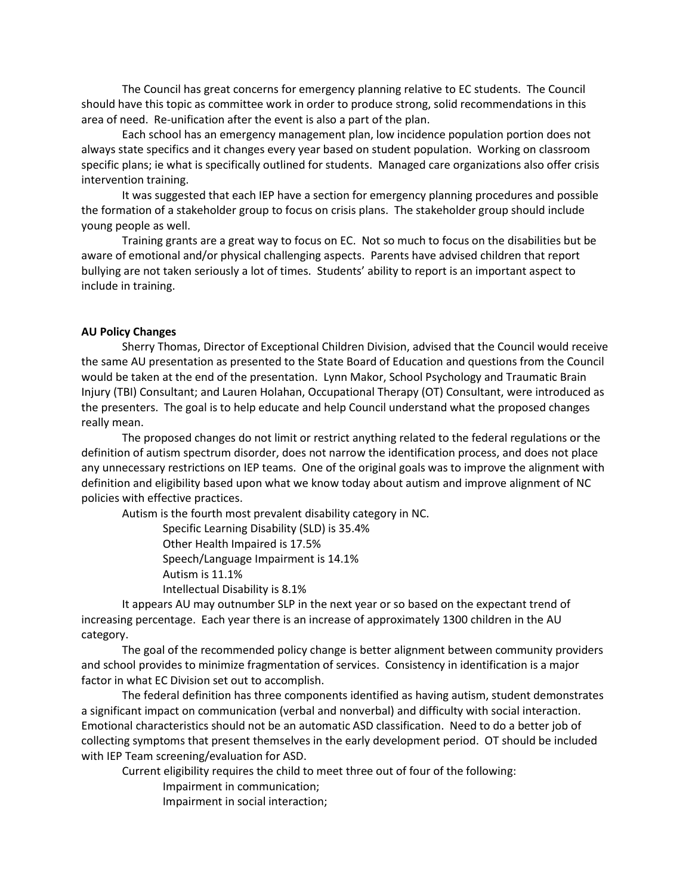The Council has great concerns for emergency planning relative to EC students. The Council should have this topic as committee work in order to produce strong, solid recommendations in this area of need. Re-unification after the event is also a part of the plan.

Each school has an emergency management plan, low incidence population portion does not always state specifics and it changes every year based on student population. Working on classroom specific plans; ie what is specifically outlined for students. Managed care organizations also offer crisis intervention training.

It was suggested that each IEP have a section for emergency planning procedures and possible the formation of a stakeholder group to focus on crisis plans. The stakeholder group should include young people as well.

Training grants are a great way to focus on EC. Not so much to focus on the disabilities but be aware of emotional and/or physical challenging aspects. Parents have advised children that report bullying are not taken seriously a lot of times. Students' ability to report is an important aspect to include in training.

**AU Policy Changes**

Sherry Thomas, Director of Exceptional Children Division, advised that the Council would receive the same AU presentation as presented to the State Board of Education and questions from the Council would be taken at the end of the presentation. Lynn Makor, School Psychology and Traumatic Brain Injury (TBI) Consultant; and Lauren Holahan, Occupational Therapy (OT) Consultant, were introduced as the presenters. The goal is to help educate and help Council understand what the proposed changes really mean.

The proposed changes do not limit or restrict anything related to the federal regulations or the definition of autism spectrum disorder, does not narrow the identification process, and does not place any unnecessary restrictions on IEP teams. One of the original goals was to improve the alignment with definition and eligibility based upon what we know today about autism and improve alignment of NC policies with effective practices.

Autism is the fourth most prevalent disability category in NC.

Specific Learning Disability (SLD) is 35.4%
Other Health Impaired is 17.5%
Speech/Language Impairment is 14.1%
Autism is 11.1%
Intellectual Disability is 8.1%

It appears AU may outnumber SLP in the next year or so based on the expectant trend of increasing percentage. Each year there is an increase of approximately 1300 children in the AU category.

The goal of the recommended policy change is better alignment between community providers and school provides to minimize fragmentation of services. Consistency in identification is a major factor in what EC Division set out to accomplish.

The federal definition has three components identified as having autism, student demonstrates a significant impact on communication (verbal and nonverbal) and difficulty with social interaction. Emotional characteristics should not be an automatic ASD classification. Need to do a better job of collecting symptoms that present themselves in the early development period. OT should be included with IEP Team screening/evaluation for ASD.

Current eligibility requires the child to meet three out of four of the following:

Impairment in communication;
Impairment in social interaction;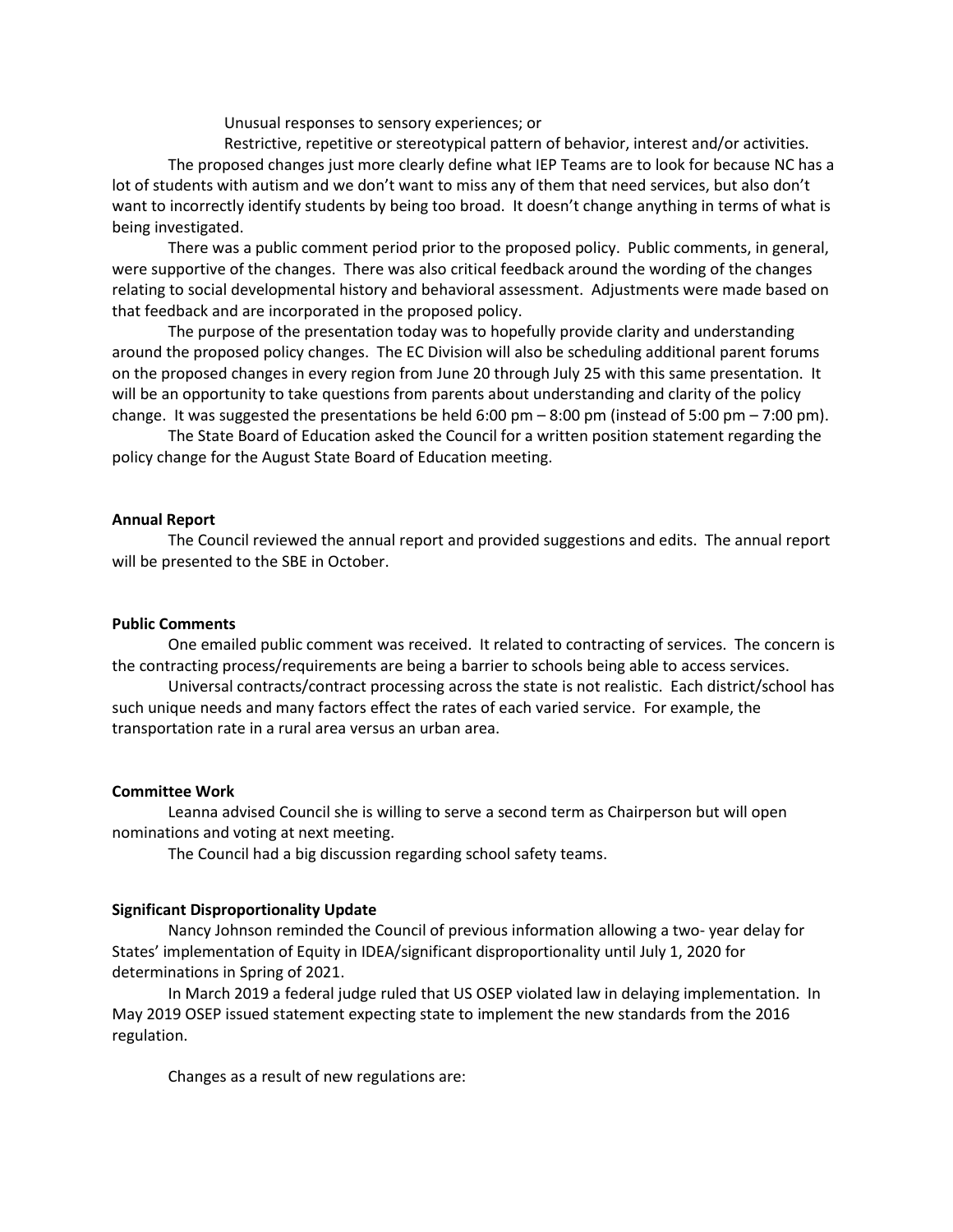Unusual responses to sensory experiences; or

Restrictive, repetitive or stereotypical pattern of behavior, interest and/or activities.

The proposed changes just more clearly define what IEP Teams are to look for because NC has a lot of students with autism and we don't want to miss any of them that need services, but also don't want to incorrectly identify students by being too broad. It doesn't change anything in terms of what is being investigated.

There was a public comment period prior to the proposed policy. Public comments, in general, were supportive of the changes. There was also critical feedback around the wording of the changes relating to social developmental history and behavioral assessment. Adjustments were made based on that feedback and are incorporated in the proposed policy.

The purpose of the presentation today was to hopefully provide clarity and understanding around the proposed policy changes. The EC Division will also be scheduling additional parent forums on the proposed changes in every region from June 20 through July 25 with this same presentation. It will be an opportunity to take questions from parents about understanding and clarity of the policy change. It was suggested the presentations be held 6:00 pm – 8:00 pm (instead of 5:00 pm – 7:00 pm).

The State Board of Education asked the Council for a written position statement regarding the policy change for the August State Board of Education meeting.

**Annual Report**

The Council reviewed the annual report and provided suggestions and edits. The annual report will be presented to the SBE in October.

**Public Comments**

One emailed public comment was received. It related to contracting of services. The concern is the contracting process/requirements are being a barrier to schools being able to access services.

Universal contracts/contract processing across the state is not realistic. Each district/school has such unique needs and many factors effect the rates of each varied service. For example, the transportation rate in a rural area versus an urban area.

**Committee Work**

Leanna advised Council she is willing to serve a second term as Chairperson but will open nominations and voting at next meeting.

The Council had a big discussion regarding school safety teams.

**Significant Disproportionality Update**

Nancy Johnson reminded the Council of previous information allowing a two- year delay for States' implementation of Equity in IDEA/significant disproportionality until July 1, 2020 for determinations in Spring of 2021.

In March 2019 a federal judge ruled that US OSEP violated law in delaying implementation. In May 2019 OSEP issued statement expecting state to implement the new standards from the 2016 regulation.

Changes as a result of new regulations are: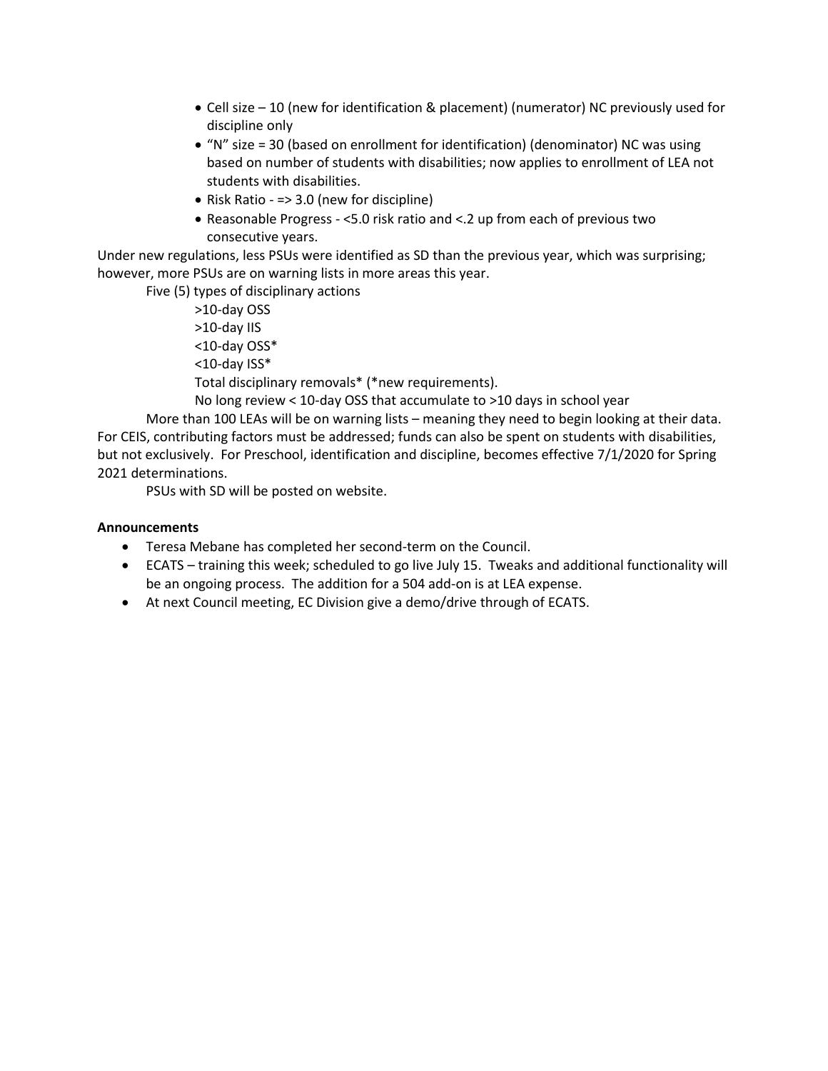- Cell size – 10 (new for identification & placement) (numerator) NC previously used for discipline only
- "N" size = 30 (based on enrollment for identification) (denominator) NC was using based on number of students with disabilities; now applies to enrollment of LEA not students with disabilities.
- Risk Ratio - => 3.0 (new for discipline)
- Reasonable Progress - <5.0 risk ratio and <.2 up from each of previous two consecutive years.

Under new regulations, less PSUs were identified as SD than the previous year, which was surprising; however, more PSUs are on warning lists in more areas this year.

Five (5) types of disciplinary actions

>10-day OSS

>10-day IIS

<10-day OSS*

<10-day ISS*

Total disciplinary removals* (*new requirements).

No long review < 10-day OSS that accumulate to >10 days in school year

More than 100 LEAs will be on warning lists – meaning they need to begin looking at their data. For CEIS, contributing factors must be addressed; funds can also be spent on students with disabilities, but not exclusively. For Preschool, identification and discipline, becomes effective 7/1/2020 for Spring 2021 determinations.

PSUs with SD will be posted on website.

**Announcements**

- Teresa Mebane has completed her second-term on the Council.
- ECATS – training this week; scheduled to go live July 15. Tweaks and additional functionality will be an ongoing process. The addition for a 504 add-on is at LEA expense.
- At next Council meeting, EC Division give a demo/drive through of ECATS.